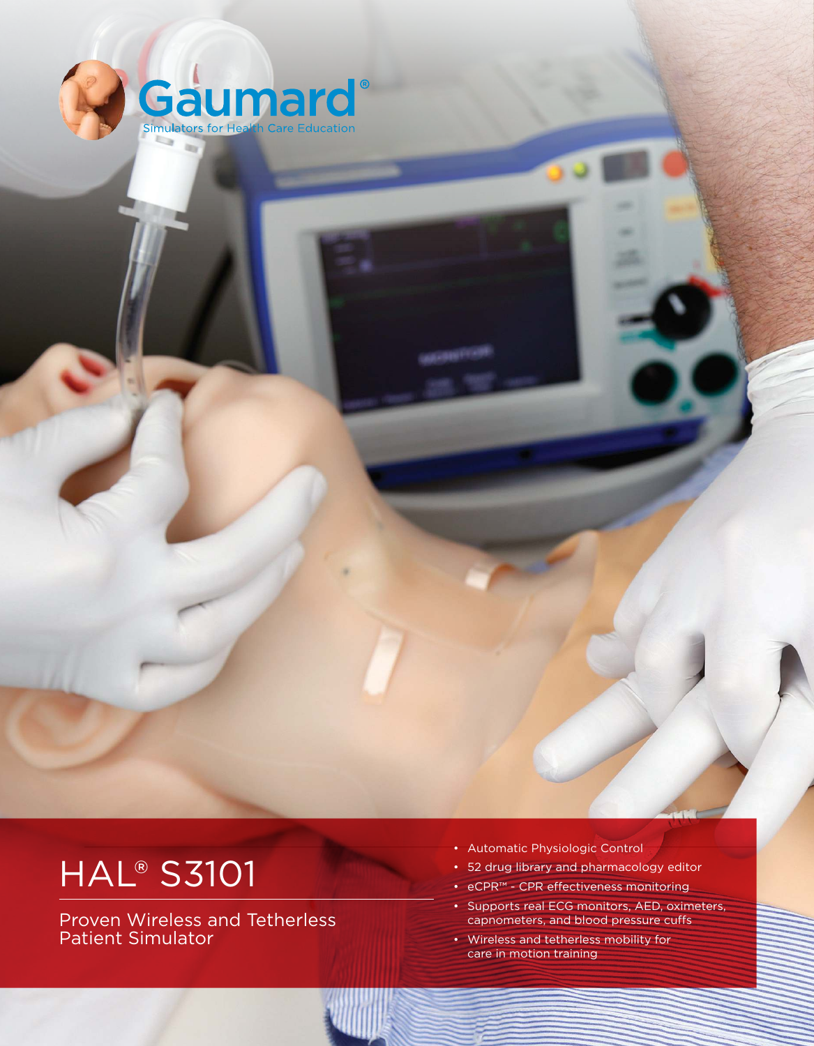Gaumard®

Simulators for Health Care Education

# HAL® S3101

## Proven Wireless and Tetherless Patient Simulator

- Automatic Physiologic Control
- 52 drug library and pharmacology editor
- eCPR™ - CPR effectiveness monitoring
- Supports real ECG monitors, AED, oximeters, capnometers, and blood pressure cuffs
- Wireless and tetherless mobility for care in motion training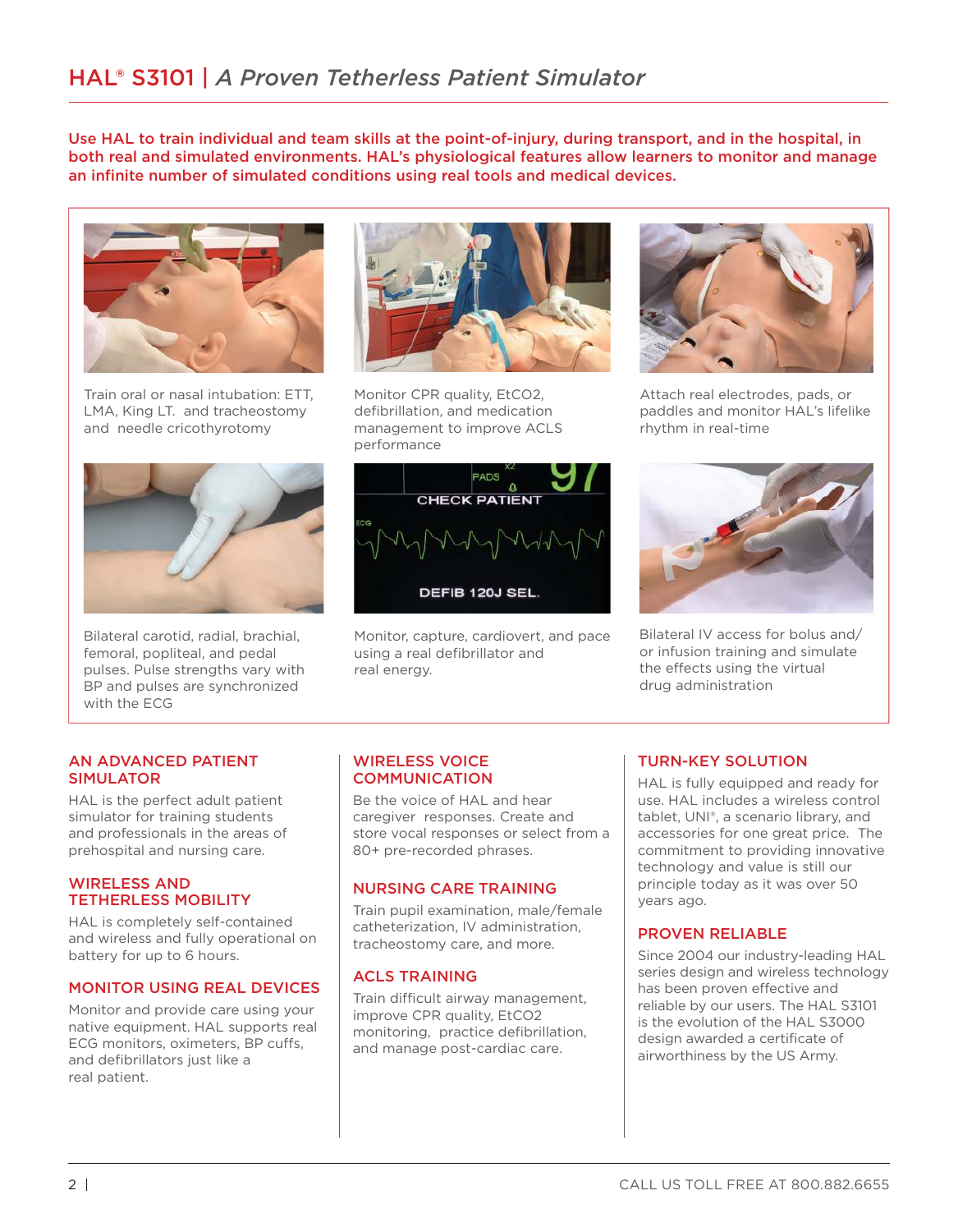# HAL® S3101 | *A Proven Tetherless Patient Simulator*

**Use HAL to train individual and team skills at the point-of-injury, during transport, and in the hospital, in both real and simulated environments. HAL's physiological features allow learners to monitor and manage an infinite number of simulated conditions using real tools and medical devices.**

Train oral or nasal intubation: ETT, LMA, King LT. and tracheostomy and needle cricothyrotomy

Monitor CPR quality, EtCO2, defibrillation, and medication management to improve ACLS performance

Attach real electrodes, pads, or paddles and monitor HAL's lifelike rhythm in real-time

Bilateral carotid, radial, brachial, femoral, popliteal, and pedal pulses. Pulse strengths vary with BP and pulses are synchronized with the ECG

Monitor, capture, cardiovert, and pace using a real defibrillator and real energy.

Bilateral IV access for bolus and/or infusion training and simulate the effects using the virtual drug administration

## AN ADVANCED PATIENT SIMULATOR

HAL is the perfect adult patient simulator for training students and professionals in the areas of prehospital and nursing care.

## WIRELESS AND TETHERLESS MOBILITY

HAL is completely self-contained and wireless and fully operational on battery for up to 6 hours.

## MONITOR USING REAL DEVICES

Monitor and provide care using your native equipment. HAL supports real ECG monitors, oximeters, BP cuffs, and defibrillators just like a real patient.

## WIRELESS VOICE COMMUNICATION

Be the voice of HAL and hear caregiver responses. Create and store vocal responses or select from a 80+ pre-recorded phrases.

## NURSING CARE TRAINING

Train pupil examination, male/female catheterization, IV administration, tracheostomy care, and more.

## ACLS TRAINING

Train difficult airway management, improve CPR quality, EtCO2 monitoring, practice defibrillation, and manage post-cardiac care.

## TURN-KEY SOLUTION

HAL is fully equipped and ready for use. HAL includes a wireless control tablet, UNI®, a scenario library, and accessories for one great price. The commitment to providing innovative technology and value is still our principle today as it was over 50 years ago.

## PROVEN RELIABLE

Since 2004 our industry-leading HAL series design and wireless technology has been proven effective and reliable by our users. The HAL S3101 is the evolution of the HAL S3000 design awarded a certificate of airworthiness by the US Army.

CALL US TOLL FREE AT 800.882.6655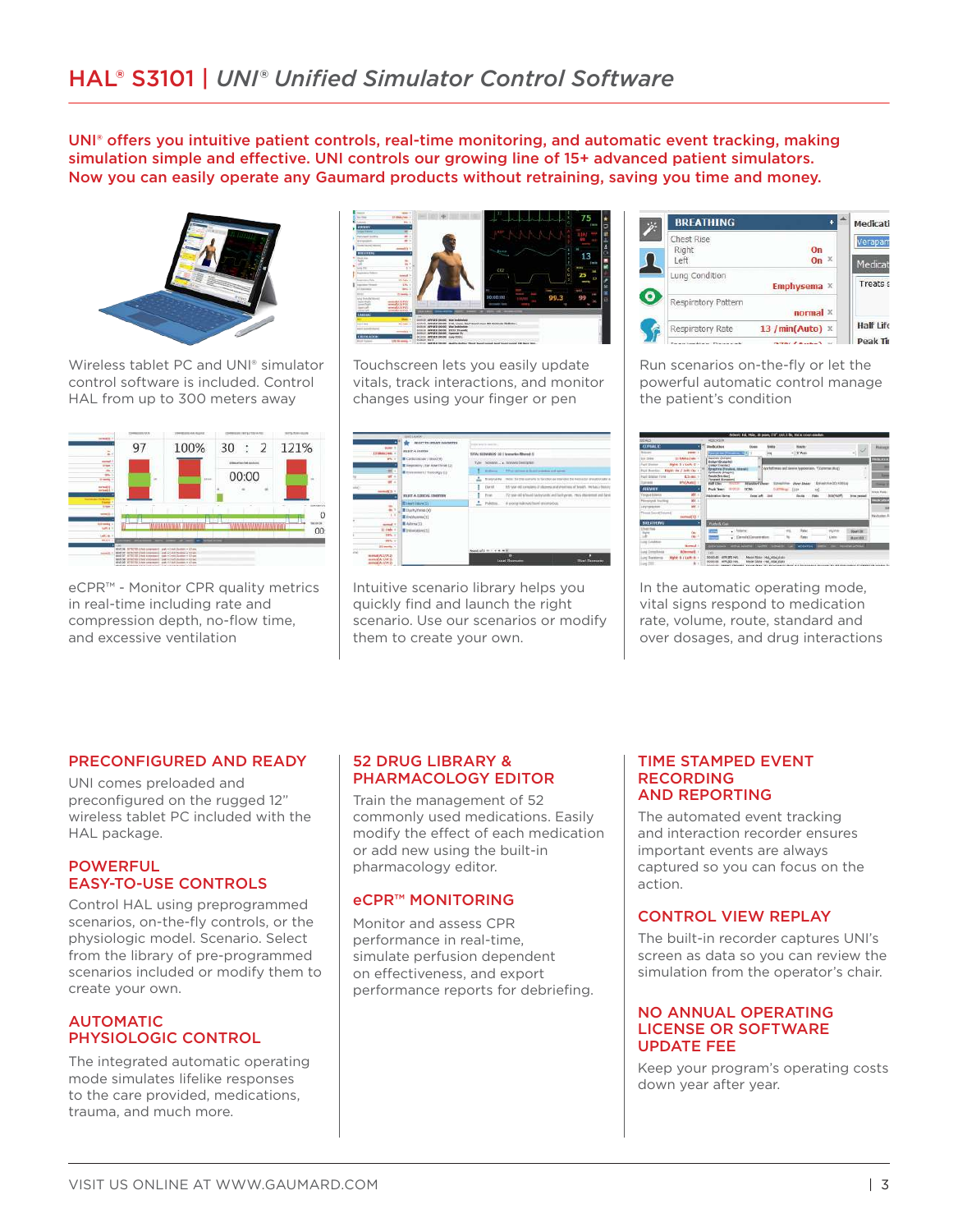# HAL® S3101 | *UNI® Unified Simulator Control Software*

**UNI® offers you intuitive patient controls, real-time monitoring, and automatic event tracking, making simulation simple and effective. UNI controls our growing line of 15+ advanced patient simulators. Now you can easily operate any Gaumard products without retraining, saving you time and money.**

Wireless tablet PC and UNI® simulator control software is included. Control HAL from up to 300 meters away

Touchscreen lets you easily update vitals, track interactions, and monitor changes using your finger or pen

Run scenarios on-the-fly or let the powerful automatic control manage the patient's condition

eCPR™ - Monitor CPR quality metrics in real-time including rate and compression depth, no-flow time, and excessive ventilation

Intuitive scenario library helps you quickly find and launch the right scenario. Use our scenarios or modify them to create your own.

In the automatic operating mode, vital signs respond to medication rate, volume, route, standard and over dosages, and drug interactions

## PRECONFIGURED AND READY

UNI comes preloaded and preconfigured on the rugged 12" wireless tablet PC included with the HAL package.

## POWERFUL EASY-TO-USE CONTROLS

Control HAL using preprogrammed scenarios, on-the-fly controls, or the physiologic model. Scenario. Select from the library of pre-programmed scenarios included or modify them to create your own.

## AUTOMATIC PHYSIOLOGIC CONTROL

The integrated automatic operating mode simulates lifelike responses to the care provided, medications, trauma, and much more.

## 52 DRUG LIBRARY & PHARMACOLOGY EDITOR

Train the management of 52 commonly used medications. Easily modify the effect of each medication or add new using the built-in pharmacology editor.

## eCPR™ MONITORING

Monitor and assess CPR performance in real-time, simulate perfusion dependent on effectiveness, and export performance reports for debriefing.

## TIME STAMPED EVENT RECORDING AND REPORTING

The automated event tracking and interaction recorder ensures important events are always captured so you can focus on the action.

## CONTROL VIEW REPLAY

The built-in recorder captures UNI's screen as data so you can review the simulation from the operator's chair.

## NO ANNUAL OPERATING LICENSE OR SOFTWARE UPDATE FEE

Keep your program's operating costs down year after year.

VISIT US ONLINE AT WWW.GAUMARD.COM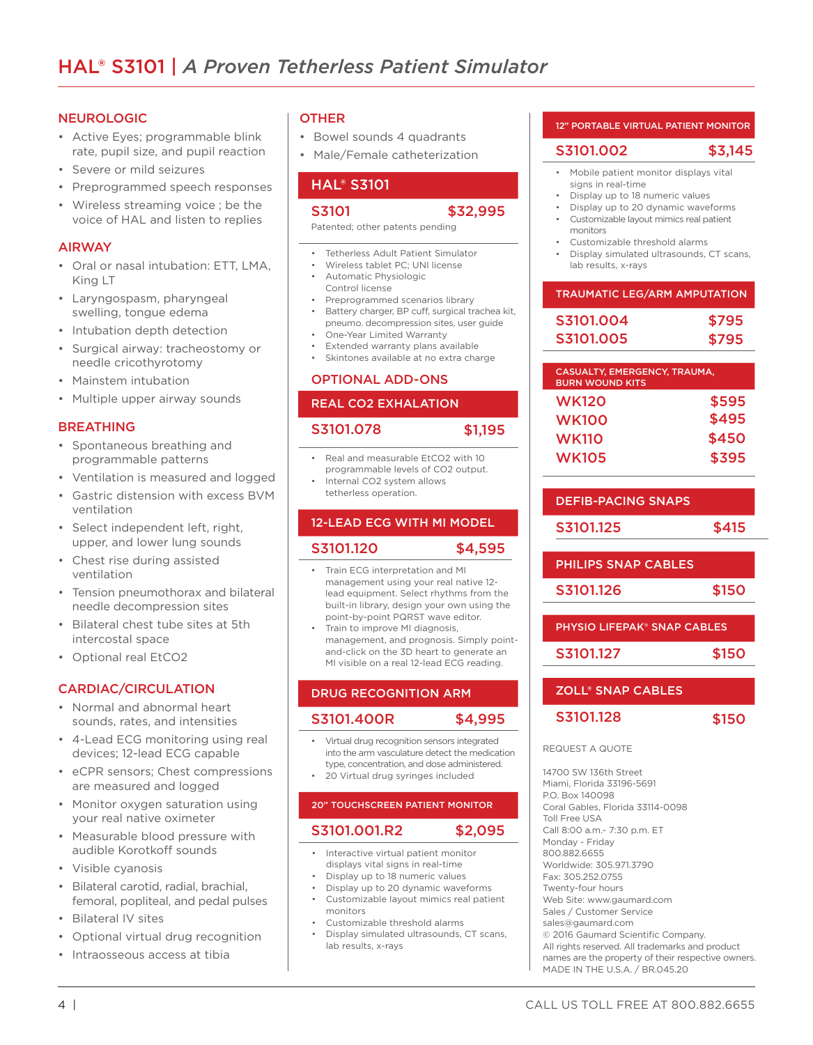# HAL® S3101 | *A Proven Tetherless Patient Simulator*

## NEUROLOGIC

- Active Eyes; programmable blink rate, pupil size, and pupil reaction
- Severe or mild seizures
- Preprogrammed speech responses
- Wireless streaming voice ; be the voice of HAL and listen to replies

## AIRWAY

- Oral or nasal intubation: ETT, LMA, King LT
- Laryngospasm, pharyngeal swelling, tongue edema
- Intubation depth detection
- Surgical airway: tracheostomy or needle cricothyrotomy
- Mainstem intubation
- Multiple upper airway sounds

## BREATHING

- Spontaneous breathing and programmable patterns
- Ventilation is measured and logged
- Gastric distension with excess BVM ventilation
- Select independent left, right, upper, and lower lung sounds
- Chest rise during assisted ventilation
- Tension pneumothorax and bilateral needle decompression sites
- Bilateral chest tube sites at 5th intercostal space
- Optional real EtCO2

## CARDIAC/CIRCULATION

- Normal and abnormal heart sounds, rates, and intensities
- 4-Lead ECG monitoring using real devices; 12-lead ECG capable
- eCPR sensors; Chest compressions are measured and logged
- Monitor oxygen saturation using your real native oximeter
- Measurable blood pressure with audible Korotkoff sounds
- Visible cyanosis
- Bilateral carotid, radial, brachial, femoral, popliteal, and pedal pulses
- Bilateral IV sites
- Optional virtual drug recognition
- Intraosseous access at tibia

## OTHER

- Bowel sounds 4 quadrants
- Male/Female catheterization

## HAL® S3101

**S3101** — **$32,995**

Patented; other patents pending

- Tetherless Adult Patient Simulator
- Wireless tablet PC; UNI license
- Automatic Physiologic Control license
- Preprogrammed scenarios library
- Battery charger, BP cuff, surgical trachea kit, pneumo. decompression sites, user guide
- One-Year Limited Warranty
- Extended warranty plans available
- Skintones available at no extra charge

## OPTIONAL ADD-ONS

### REAL CO2 EXHALATION

**S3101.078** — **$1,195**

- Real and measurable EtCO2 with 10 programmable levels of CO2 output.
- Internal CO2 system allows tetherless operation.

### 12-LEAD ECG WITH MI MODEL

**S3101.120** — **$4,595**

- Train ECG interpretation and MI management using your real native 12-lead equipment. Select rhythms from the built-in library, design your own using the point-by-point PQRST wave editor.
- Train to improve MI diagnosis, management, and prognosis. Simply point-and-click on the 3D heart to generate an MI visible on a real 12-lead ECG reading.

### DRUG RECOGNITION ARM

**S3101.400R** — **$4,995**

- Virtual drug recognition sensors integrated into the arm vasculature detect the medication type, concentration, and dose administered.
- 20 Virtual drug syringes included

### 20" TOUCHSCREEN PATIENT MONITOR

**S3101.001.R2** — **$2,095**

- Interactive virtual patient monitor displays vital signs in real-time
- Display up to 18 numeric values
- Display up to 20 dynamic waveforms
- Customizable layout mimics real patient monitors
- Customizable threshold alarms
- Display simulated ultrasounds, CT scans, lab results, x-rays

### 12" PORTABLE VIRTUAL PATIENT MONITOR

**S3101.002** — **$3,145**

- Mobile patient monitor displays vital signs in real-time
- Display up to 18 numeric values
- Display up to 20 dynamic waveforms
- Customizable layout mimics real patient monitors
- Customizable threshold alarms
- Display simulated ultrasounds, CT scans, lab results, x-rays

### TRAUMATIC LEG/ARM AMPUTATION

**S3101.004** — **$795**

**S3101.005** — **$795**

### CASUALTY, EMERGENCY, TRAUMA, BURN WOUND KITS

**WK120** — **$595**

**WK100** — **$495**

**WK110** — **$450**

**WK105** — **$395**

### DEFIB-PACING SNAPS

**S3101.125** — **$415**

### PHILIPS SNAP CABLES

**S3101.126** — **$150**

### PHYSIO LIFEPAK® SNAP CABLES

**S3101.127** — **$150**

### ZOLL® SNAP CABLES

**S3101.128** — **$150**

REQUEST A QUOTE

14700 SW 136th Street
Miami, Florida 33196-5691
P.O. Box 140098
Coral Gables, Florida 33114-0098
Toll Free USA
Call 8:00 a.m.- 7:30 p.m. ET
Monday - Friday
800.882.6655
Worldwide: 305.971.3790
Fax: 305.252.0755
Twenty-four hours
Web Site: www.gaumard.com
Sales / Customer Service
sales@gaumard.com
© 2016 Gaumard Scientific Company.
All rights reserved. All trademarks and product names are the property of their respective owners.
MADE IN THE U.S.A. / BR.045.20

CALL US TOLL FREE AT 800.882.6655